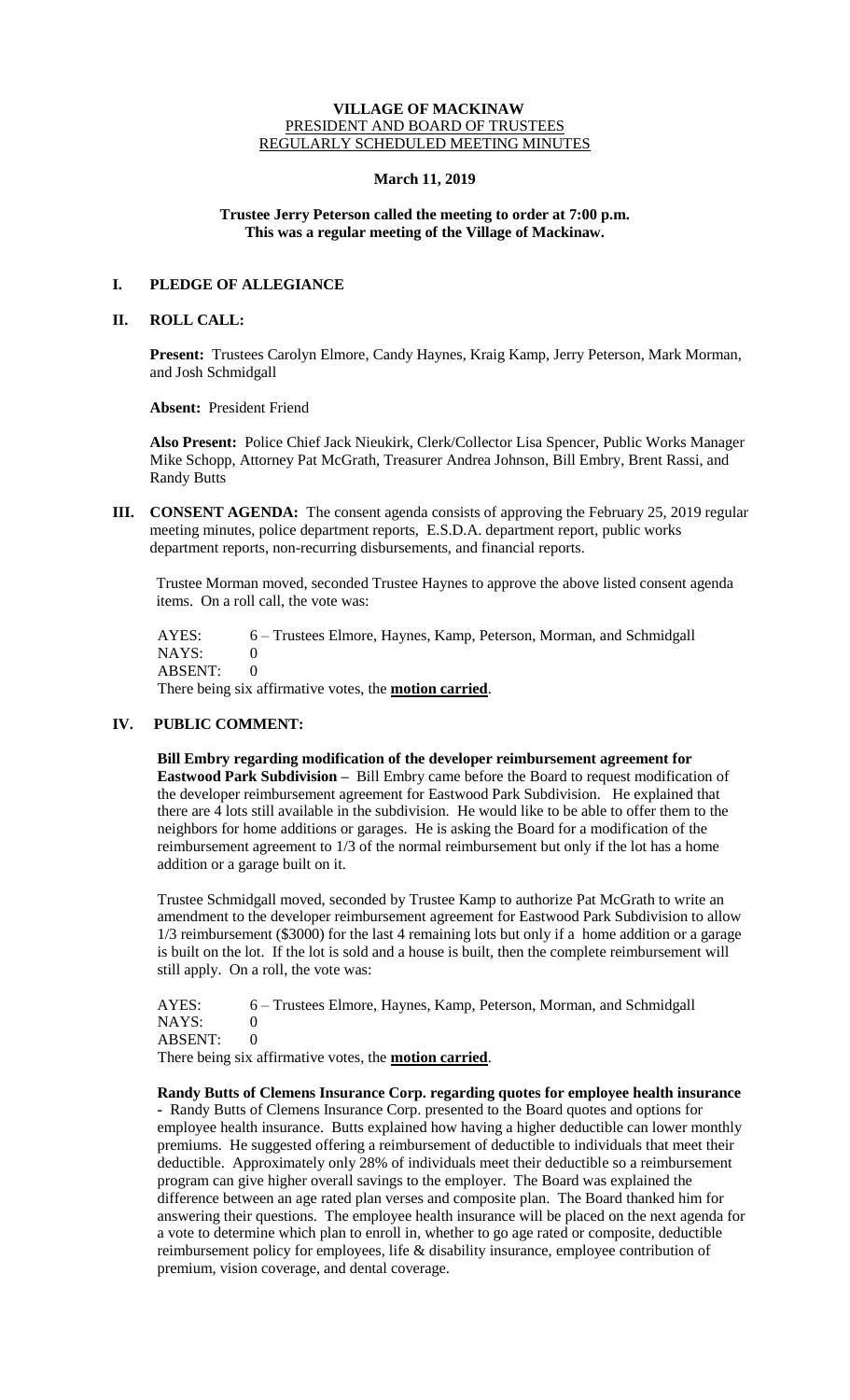# VILLAGE OF MACKINAW

## PRESIDENT AND BOARD OF TRUSTEES
## REGULARLY SCHEDULED MEETING MINUTES

**March 11, 2019**

**Trustee Jerry Peterson called the meeting to order at 7:00 p.m.**
**This was a regular meeting of the Village of Mackinaw.**

## I. PLEDGE OF ALLEGIANCE

## II. ROLL CALL:

**Present:** Trustees Carolyn Elmore, Candy Haynes, Kraig Kamp, Jerry Peterson, Mark Morman, and Josh Schmidgall

**Absent:** President Friend

**Also Present:** Police Chief Jack Nieukirk, Clerk/Collector Lisa Spencer, Public Works Manager Mike Schopp, Attorney Pat McGrath, Treasurer Andrea Johnson, Bill Embry, Brent Rassi, and Randy Butts

## III. CONSENT AGENDA:

The consent agenda consists of approving the February 25, 2019 regular meeting minutes, police department reports, E.S.D.A. department report, public works department reports, non-recurring disbursements, and financial reports.

Trustee Morman moved, seconded Trustee Haynes to approve the above listed consent agenda items. On a roll call, the vote was:

AYES: 6 – Trustees Elmore, Haynes, Kamp, Peterson, Morman, and Schmidgall
NAYS: 0
ABSENT: 0
There being six affirmative votes, the **motion carried**.

## IV. PUBLIC COMMENT:

**Bill Embry regarding modification of the developer reimbursement agreement for Eastwood Park Subdivision –** Bill Embry came before the Board to request modification of the developer reimbursement agreement for Eastwood Park Subdivision. He explained that there are 4 lots still available in the subdivision. He would like to be able to offer them to the neighbors for home additions or garages. He is asking the Board for a modification of the reimbursement agreement to 1/3 of the normal reimbursement but only if the lot has a home addition or a garage built on it.

Trustee Schmidgall moved, seconded by Trustee Kamp to authorize Pat McGrath to write an amendment to the developer reimbursement agreement for Eastwood Park Subdivision to allow 1/3 reimbursement ($3000) for the last 4 remaining lots but only if a home addition or a garage is built on the lot. If the lot is sold and a house is built, then the complete reimbursement will still apply. On a roll, the vote was:

AYES: 6 – Trustees Elmore, Haynes, Kamp, Peterson, Morman, and Schmidgall
NAYS: 0
ABSENT: 0
There being six affirmative votes, the **motion carried**.

**Randy Butts of Clemens Insurance Corp. regarding quotes for employee health insurance -** Randy Butts of Clemens Insurance Corp. presented to the Board quotes and options for employee health insurance. Butts explained how having a higher deductible can lower monthly premiums. He suggested offering a reimbursement of deductible to individuals that meet their deductible. Approximately only 28% of individuals meet their deductible so a reimbursement program can give higher overall savings to the employer. The Board was explained the difference between an age rated plan verses and composite plan. The Board thanked him for answering their questions. The employee health insurance will be placed on the next agenda for a vote to determine which plan to enroll in, whether to go age rated or composite, deductible reimbursement policy for employees, life & disability insurance, employee contribution of premium, vision coverage, and dental coverage.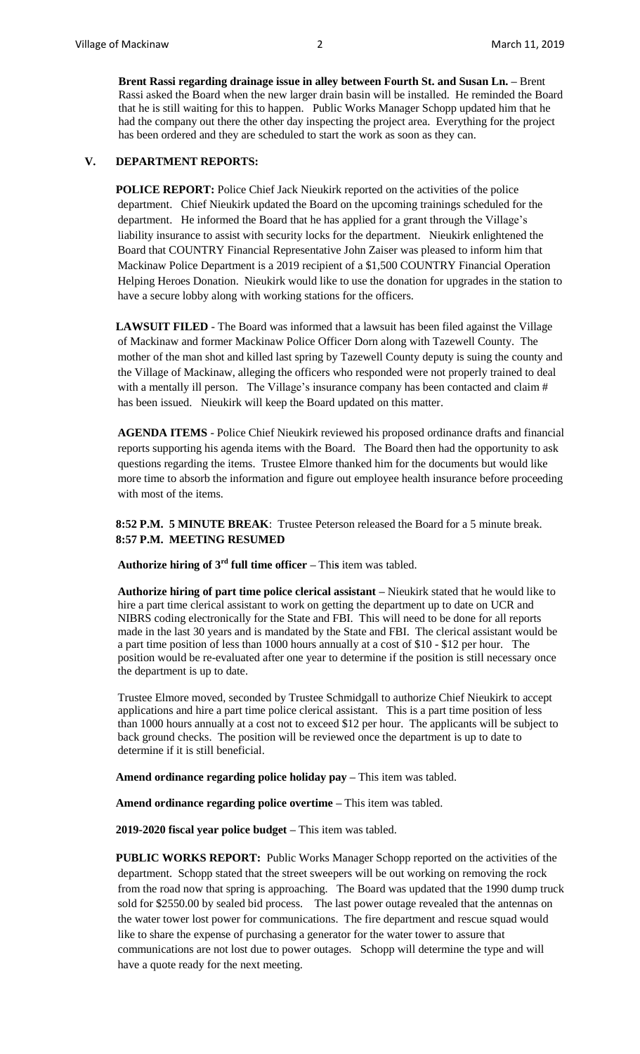**Brent Rassi regarding drainage issue in alley between Fourth St. and Susan Ln.** – Brent Rassi asked the Board when the new larger drain basin will be installed. He reminded the Board that he is still waiting for this to happen. Public Works Manager Schopp updated him that he had the company out there the other day inspecting the project area. Everything for the project has been ordered and they are scheduled to start the work as soon as they can.

## V. DEPARTMENT REPORTS:

**POLICE REPORT:** Police Chief Jack Nieukirk reported on the activities of the police department. Chief Nieukirk updated the Board on the upcoming trainings scheduled for the department. He informed the Board that he has applied for a grant through the Village's liability insurance to assist with security locks for the department. Nieukirk enlightened the Board that COUNTRY Financial Representative John Zaiser was pleased to inform him that Mackinaw Police Department is a 2019 recipient of a $1,500 COUNTRY Financial Operation Helping Heroes Donation. Nieukirk would like to use the donation for upgrades in the station to have a secure lobby along with working stations for the officers.

**LAWSUIT FILED** - The Board was informed that a lawsuit has been filed against the Village of Mackinaw and former Mackinaw Police Officer Dorn along with Tazewell County. The mother of the man shot and killed last spring by Tazewell County deputy is suing the county and the Village of Mackinaw, alleging the officers who responded were not properly trained to deal with a mentally ill person. The Village's insurance company has been contacted and claim # has been issued. Nieukirk will keep the Board updated on this matter.

**AGENDA ITEMS** - Police Chief Nieukirk reviewed his proposed ordinance drafts and financial reports supporting his agenda items with the Board. The Board then had the opportunity to ask questions regarding the items. Trustee Elmore thanked him for the documents but would like more time to absorb the information and figure out employee health insurance before proceeding with most of the items.

**8:52 P.M. 5 MINUTE BREAK**: Trustee Peterson released the Board for a 5 minute break.
**8:57 P.M. MEETING RESUMED**

**Authorize hiring of 3rd full time officer** – This item was tabled.

**Authorize hiring of part time police clerical assistant** – Nieukirk stated that he would like to hire a part time clerical assistant to work on getting the department up to date on UCR and NIBRS coding electronically for the State and FBI. This will need to be done for all reports made in the last 30 years and is mandated by the State and FBI. The clerical assistant would be a part time position of less than 1000 hours annually at a cost of $10 - $12 per hour. The position would be re-evaluated after one year to determine if the position is still necessary once the department is up to date.

Trustee Elmore moved, seconded by Trustee Schmidgall to authorize Chief Nieukirk to accept applications and hire a part time police clerical assistant. This is a part time position of less than 1000 hours annually at a cost not to exceed $12 per hour. The applicants will be subject to back ground checks. The position will be reviewed once the department is up to date to determine if it is still beneficial.

**Amend ordinance regarding police holiday pay** – This item was tabled.

**Amend ordinance regarding police overtime** – This item was tabled.

**2019-2020 fiscal year police budget** – This item was tabled.

**PUBLIC WORKS REPORT:** Public Works Manager Schopp reported on the activities of the department. Schopp stated that the street sweepers will be out working on removing the rock from the road now that spring is approaching. The Board was updated that the 1990 dump truck sold for $2550.00 by sealed bid process. The last power outage revealed that the antennas on the water tower lost power for communications. The fire department and rescue squad would like to share the expense of purchasing a generator for the water tower to assure that communications are not lost due to power outages. Schopp will determine the type and will have a quote ready for the next meeting.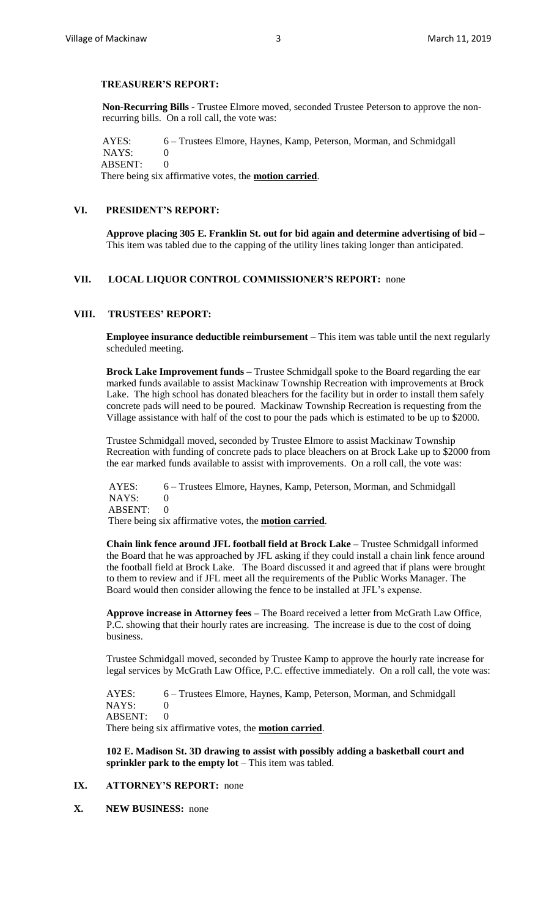**TREASURER'S REPORT:**

**Non-Recurring Bills -** Trustee Elmore moved, seconded Trustee Peterson to approve the non-recurring bills. On a roll call, the vote was:

AYES: 6 – Trustees Elmore, Haynes, Kamp, Peterson, Morman, and Schmidgall
NAYS: 0
ABSENT: 0
There being six affirmative votes, the **motion carried**.

## VI. PRESIDENT'S REPORT:

**Approve placing 305 E. Franklin St. out for bid again and determine advertising of bid –** This item was tabled due to the capping of the utility lines taking longer than anticipated.

## VII. LOCAL LIQUOR CONTROL COMMISSIONER'S REPORT: none

## VIII. TRUSTEES' REPORT:

**Employee insurance deductible reimbursement –** This item was table until the next regularly scheduled meeting.

**Brock Lake Improvement funds –** Trustee Schmidgall spoke to the Board regarding the ear marked funds available to assist Mackinaw Township Recreation with improvements at Brock Lake. The high school has donated bleachers for the facility but in order to install them safely concrete pads will need to be poured. Mackinaw Township Recreation is requesting from the Village assistance with half of the cost to pour the pads which is estimated to be up to $2000.

Trustee Schmidgall moved, seconded by Trustee Elmore to assist Mackinaw Township Recreation with funding of concrete pads to place bleachers on at Brock Lake up to $2000 from the ear marked funds available to assist with improvements. On a roll call, the vote was:

AYES: 6 – Trustees Elmore, Haynes, Kamp, Peterson, Morman, and Schmidgall
NAYS: 0
ABSENT: 0
There being six affirmative votes, the **motion carried**.

**Chain link fence around JFL football field at Brock Lake –** Trustee Schmidgall informed the Board that he was approached by JFL asking if they could install a chain link fence around the football field at Brock Lake. The Board discussed it and agreed that if plans were brought to them to review and if JFL meet all the requirements of the Public Works Manager. The Board would then consider allowing the fence to be installed at JFL's expense.

**Approve increase in Attorney fees –** The Board received a letter from McGrath Law Office, P.C. showing that their hourly rates are increasing. The increase is due to the cost of doing business.

Trustee Schmidgall moved, seconded by Trustee Kamp to approve the hourly rate increase for legal services by McGrath Law Office, P.C. effective immediately. On a roll call, the vote was:

AYES: 6 – Trustees Elmore, Haynes, Kamp, Peterson, Morman, and Schmidgall
NAYS: 0
ABSENT: 0
There being six affirmative votes, the **motion carried**.

**102 E. Madison St. 3D drawing to assist with possibly adding a basketball court and sprinkler park to the empty lot** – This item was tabled.

## IX. ATTORNEY'S REPORT: none

## X. NEW BUSINESS: none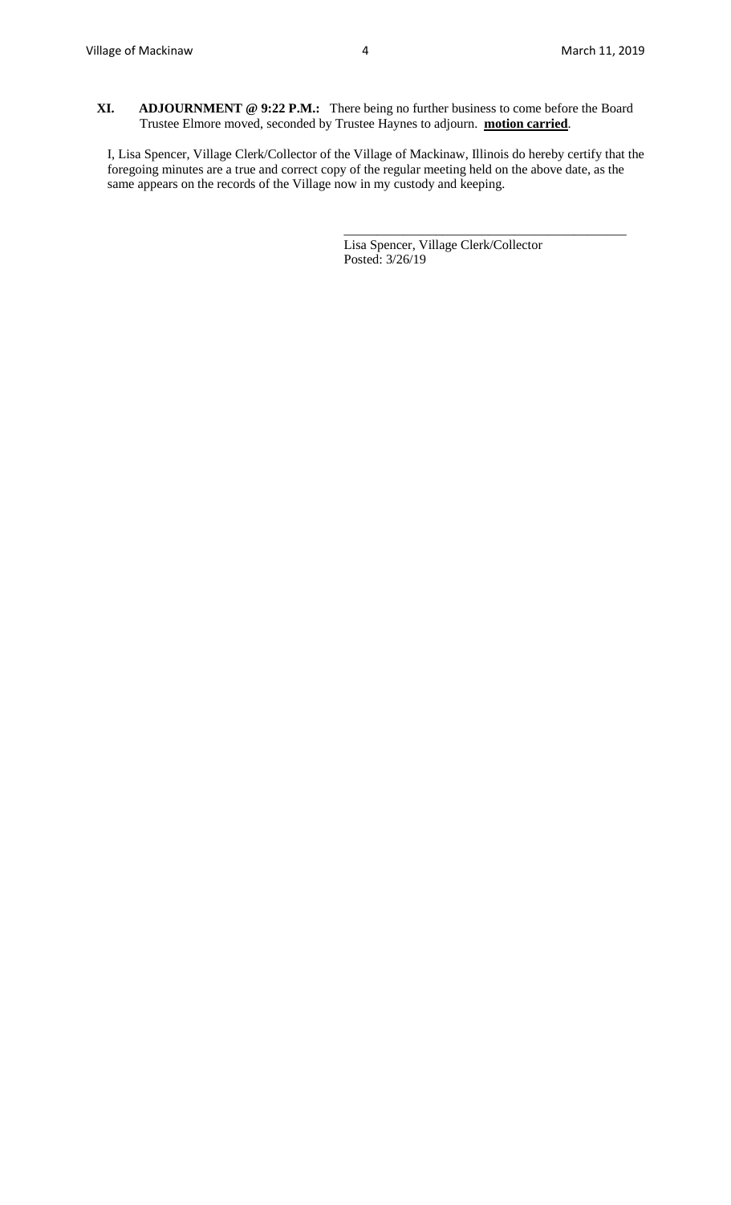**XI. ADJOURNMENT @ 9:22 P.M.:** There being no further business to come before the Board Trustee Elmore moved, seconded by Trustee Haynes to adjourn. **motion carried**.

I, Lisa Spencer, Village Clerk/Collector of the Village of Mackinaw, Illinois do hereby certify that the foregoing minutes are a true and correct copy of the regular meeting held on the above date, as the same appears on the records of the Village now in my custody and keeping.

\_\_\_\_\_\_\_\_\_\_\_\_\_\_\_\_\_\_\_\_\_\_\_\_\_\_\_\_\_\_\_\_\_\_\_\_\_\_\_\_\_\_\_\_

Lisa Spencer, Village Clerk/Collector
Posted: 3/26/19